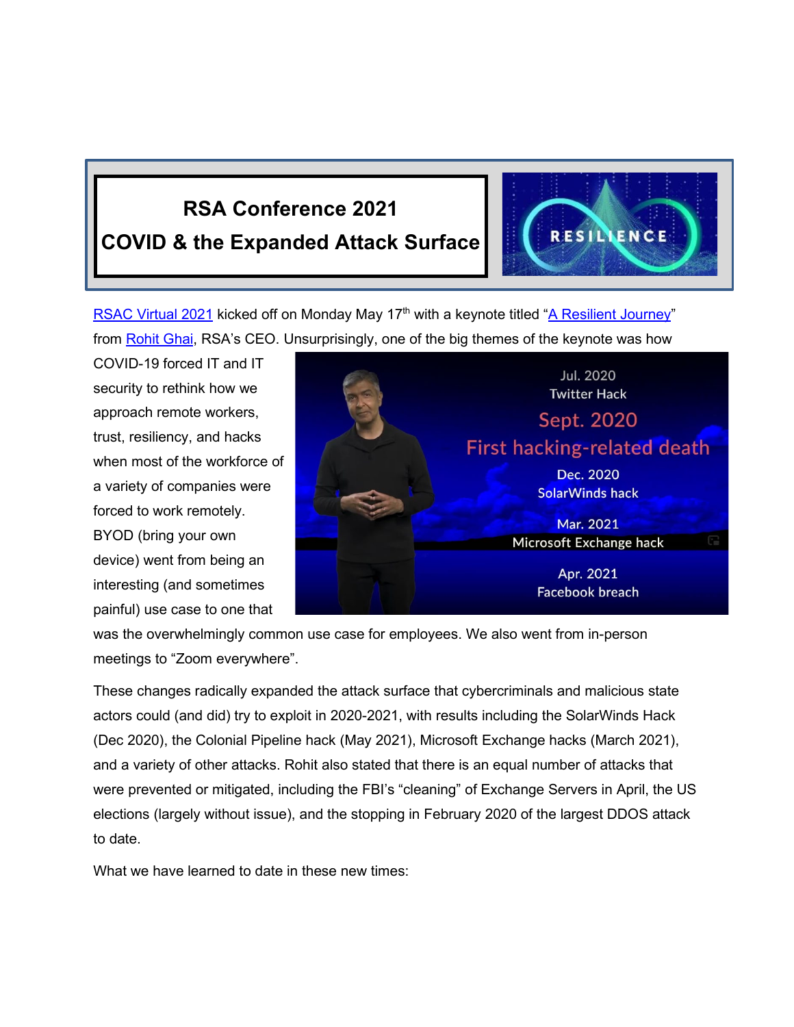# RSA Conference 2021

# COVID & the Expanded Attack Surface

[RSAC Virtual 2021](#) kicked off on Monday May 17th with a keynote titled "[A Resilient Journey](#)" from [Rohit Ghai](#), RSA's CEO. Unsurprisingly, one of the big themes of the keynote was how COVID-19 forced IT and IT security to rethink how we approach remote workers, trust, resiliency, and hacks when most of the workforce of a variety of companies were forced to work remotely. BYOD (bring your own device) went from being an interesting (and sometimes painful) use case to one that was the overwhelmingly common use case for employees. We also went from in-person meetings to "Zoom everywhere".

These changes radically expanded the attack surface that cybercriminals and malicious state actors could (and did) try to exploit in 2020-2021, with results including the SolarWinds Hack (Dec 2020), the Colonial Pipeline hack (May 2021), Microsoft Exchange hacks (March 2021), and a variety of other attacks. Rohit also stated that there is an equal number of attacks that were prevented or mitigated, including the FBI's "cleaning" of Exchange Servers in April, the US elections (largely without issue), and the stopping in February 2020 of the largest DDOS attack to date.

What we have learned to date in these new times: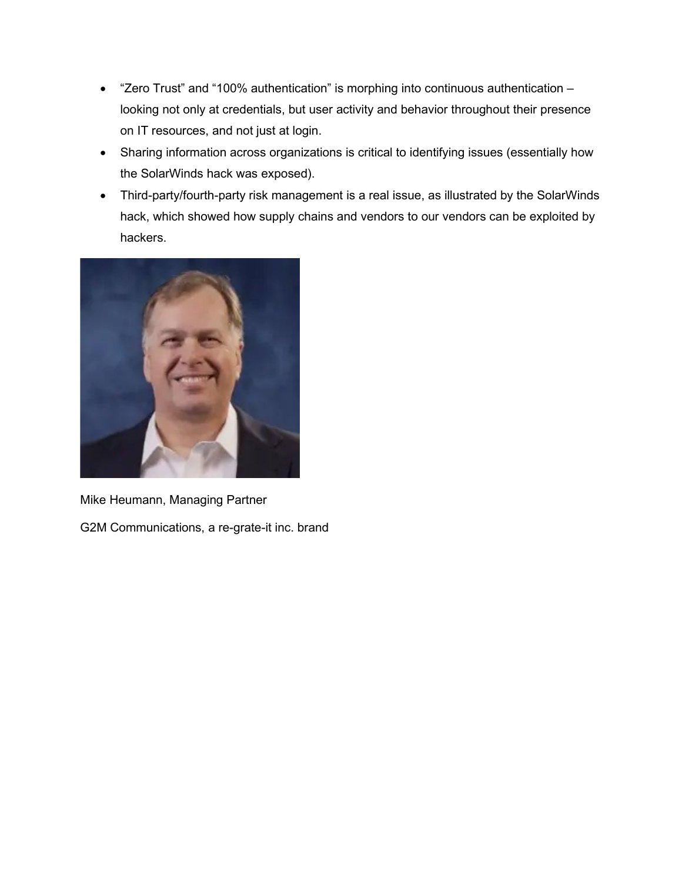- "Zero Trust" and "100% authentication" is morphing into continuous authentication – looking not only at credentials, but user activity and behavior throughout their presence on IT resources, and not just at login.
- Sharing information across organizations is critical to identifying issues (essentially how the SolarWinds hack was exposed).
- Third-party/fourth-party risk management is a real issue, as illustrated by the SolarWinds hack, which showed how supply chains and vendors to our vendors can be exploited by hackers.

Mike Heumann, Managing Partner

G2M Communications, a re-grate-it inc. brand